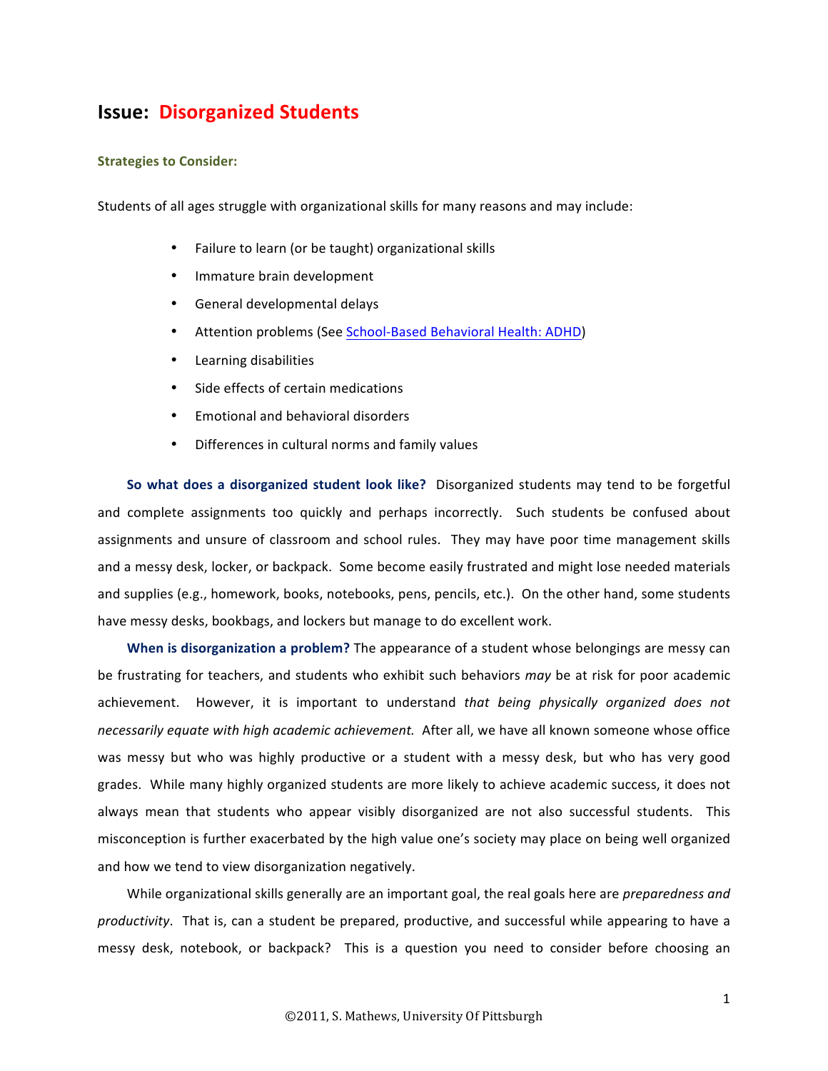# Issue: Disorganized Students

### Strategies to Consider:

Students of all ages struggle with organizational skills for many reasons and may include:

- Failure to learn (or be taught) organizational skills
- Immature brain development
- General developmental delays
- Attention problems (See School-Based Behavioral Health: ADHD)
- Learning disabilities
- Side effects of certain medications
- Emotional and behavioral disorders
- Differences in cultural norms and family values

**So what does a disorganized student look like?** Disorganized students may tend to be forgetful and complete assignments too quickly and perhaps incorrectly. Such students be confused about assignments and unsure of classroom and school rules. They may have poor time management skills and a messy desk, locker, or backpack. Some become easily frustrated and might lose needed materials and supplies (e.g., homework, books, notebooks, pens, pencils, etc.). On the other hand, some students have messy desks, bookbags, and lockers but manage to do excellent work.

**When is disorganization a problem?** The appearance of a student whose belongings are messy can be frustrating for teachers, and students who exhibit such behaviors *may* be at risk for poor academic achievement. However, it is important to understand *that being physically organized does not necessarily equate with high academic achievement.* After all, we have all known someone whose office was messy but who was highly productive or a student with a messy desk, but who has very good grades. While many highly organized students are more likely to achieve academic success, it does not always mean that students who appear visibly disorganized are not also successful students. This misconception is further exacerbated by the high value one's society may place on being well organized and how we tend to view disorganization negatively.

While organizational skills generally are an important goal, the real goals here are *preparedness and productivity*. That is, can a student be prepared, productive, and successful while appearing to have a messy desk, notebook, or backpack? This is a question you need to consider before choosing an

©2011, S. Mathews, University Of Pittsburgh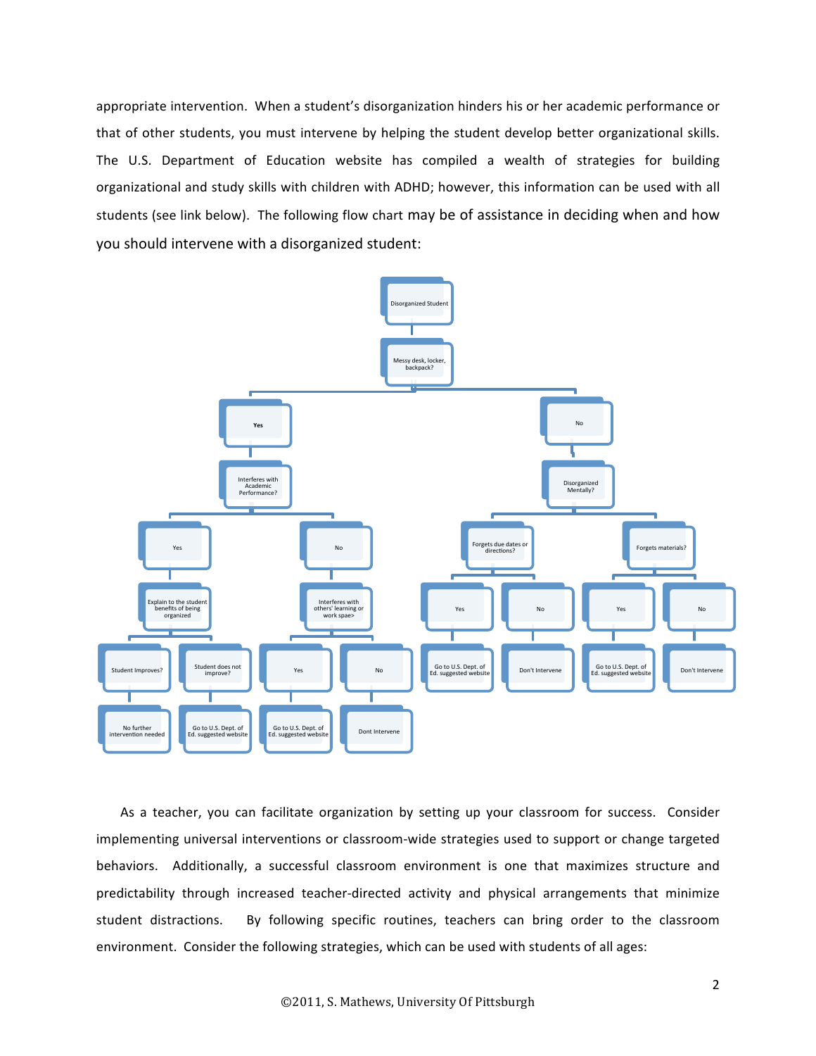appropriate intervention. When a student's disorganization hinders his or her academic performance or that of other students, you must intervene by helping the student develop better organizational skills. The U.S. Department of Education website has compiled a wealth of strategies for building organizational and study skills with children with ADHD; however, this information can be used with all students (see link below). The following flow chart may be of assistance in deciding when and how you should intervene with a disorganized student:

- Disorganized Student
  - Messy desk, locker, backpack?
    - **Yes**
      - Interferes with Academic Performance?
        - Yes
          - Explain to the student benefits of being organized
            - Student Improves?
              - No further intervention needed
            - Student does not improve?
              - Go to U.S. Dept. of Ed. suggested website
        - No
          - Interferes with others' learning or work spae>
            - Yes
              - Go to U.S. Dept. of Ed. suggested website
            - No
              - Dont Intervene
    - No
      - Disorganized Mentally?
        - Forgets due dates or directions?
          - Yes
            - Go to U.S. Dept. of Ed. suggested website
          - No
            - Don't Intervene
        - Forgets materials?
          - Yes
            - Go to U.S. Dept. of Ed. suggested website
          - No
            - Don't Intervene

As a teacher, you can facilitate organization by setting up your classroom for success. Consider implementing universal interventions or classroom-wide strategies used to support or change targeted behaviors. Additionally, a successful classroom environment is one that maximizes structure and predictability through increased teacher-directed activity and physical arrangements that minimize student distractions. By following specific routines, teachers can bring order to the classroom environment. Consider the following strategies, which can be used with students of all ages: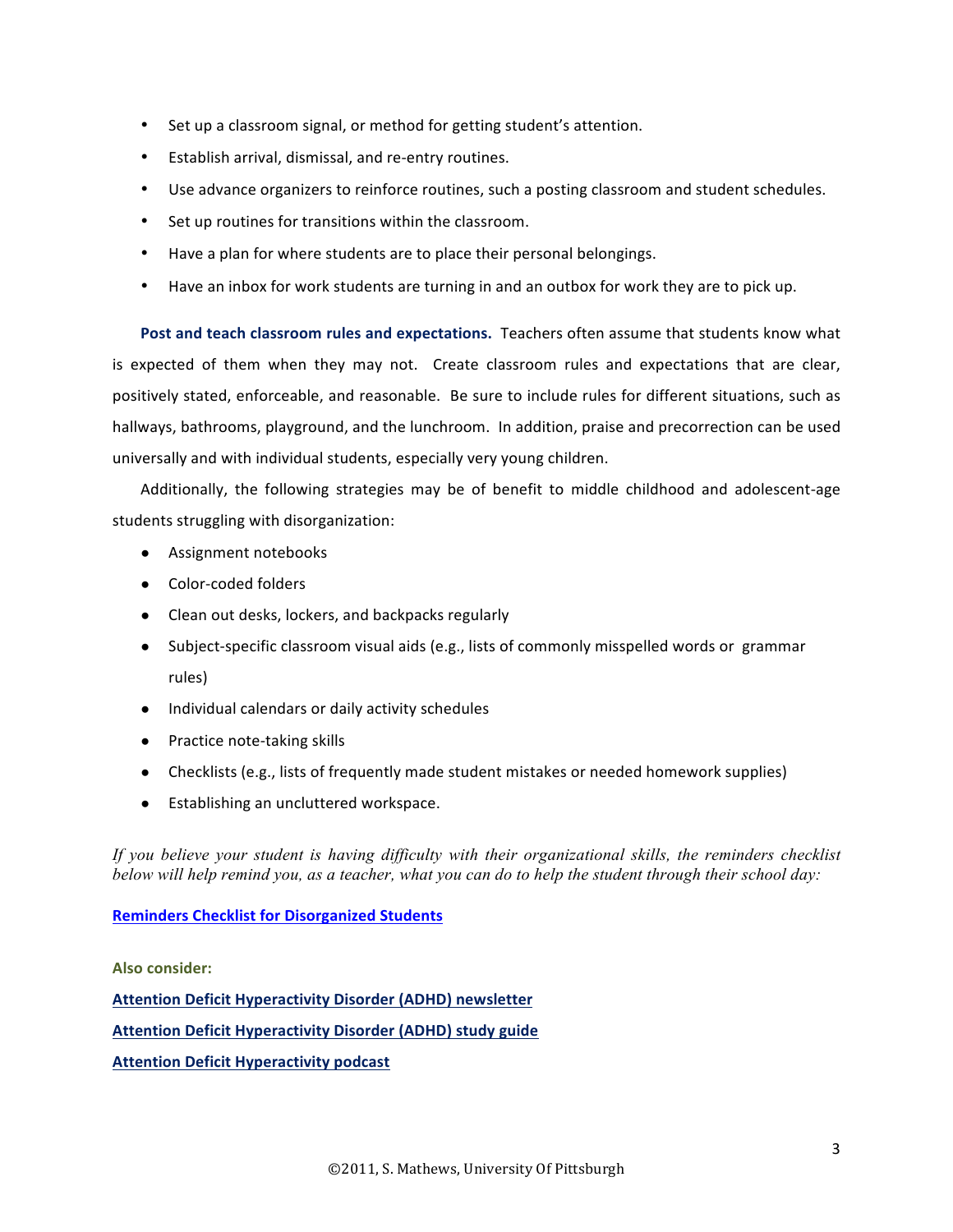- Set up a classroom signal, or method for getting student's attention.
- Establish arrival, dismissal, and re-entry routines.
- Use advance organizers to reinforce routines, such a posting classroom and student schedules.
- Set up routines for transitions within the classroom.
- Have a plan for where students are to place their personal belongings.
- Have an inbox for work students are turning in and an outbox for work they are to pick up.

**Post and teach classroom rules and expectations.** Teachers often assume that students know what is expected of them when they may not. Create classroom rules and expectations that are clear, positively stated, enforceable, and reasonable. Be sure to include rules for different situations, such as hallways, bathrooms, playground, and the lunchroom. In addition, praise and precorrection can be used universally and with individual students, especially very young children.

Additionally, the following strategies may be of benefit to middle childhood and adolescent-age students struggling with disorganization:

- Assignment notebooks
- Color-coded folders
- Clean out desks, lockers, and backpacks regularly
- Subject-specific classroom visual aids (e.g., lists of commonly misspelled words or grammar rules)
- Individual calendars or daily activity schedules
- Practice note-taking skills
- Checklists (e.g., lists of frequently made student mistakes or needed homework supplies)
- Establishing an uncluttered workspace.

*If you believe your student is having difficulty with their organizational skills, the reminders checklist below will help remind you, as a teacher, what you can do to help the student through their school day:*

**Reminders Checklist for Disorganized Students**

**Also consider:**

**Attention Deficit Hyperactivity Disorder (ADHD) newsletter**

**Attention Deficit Hyperactivity Disorder (ADHD) study guide**

**Attention Deficit Hyperactivity podcast**

©2011, S. Mathews, University Of Pittsburgh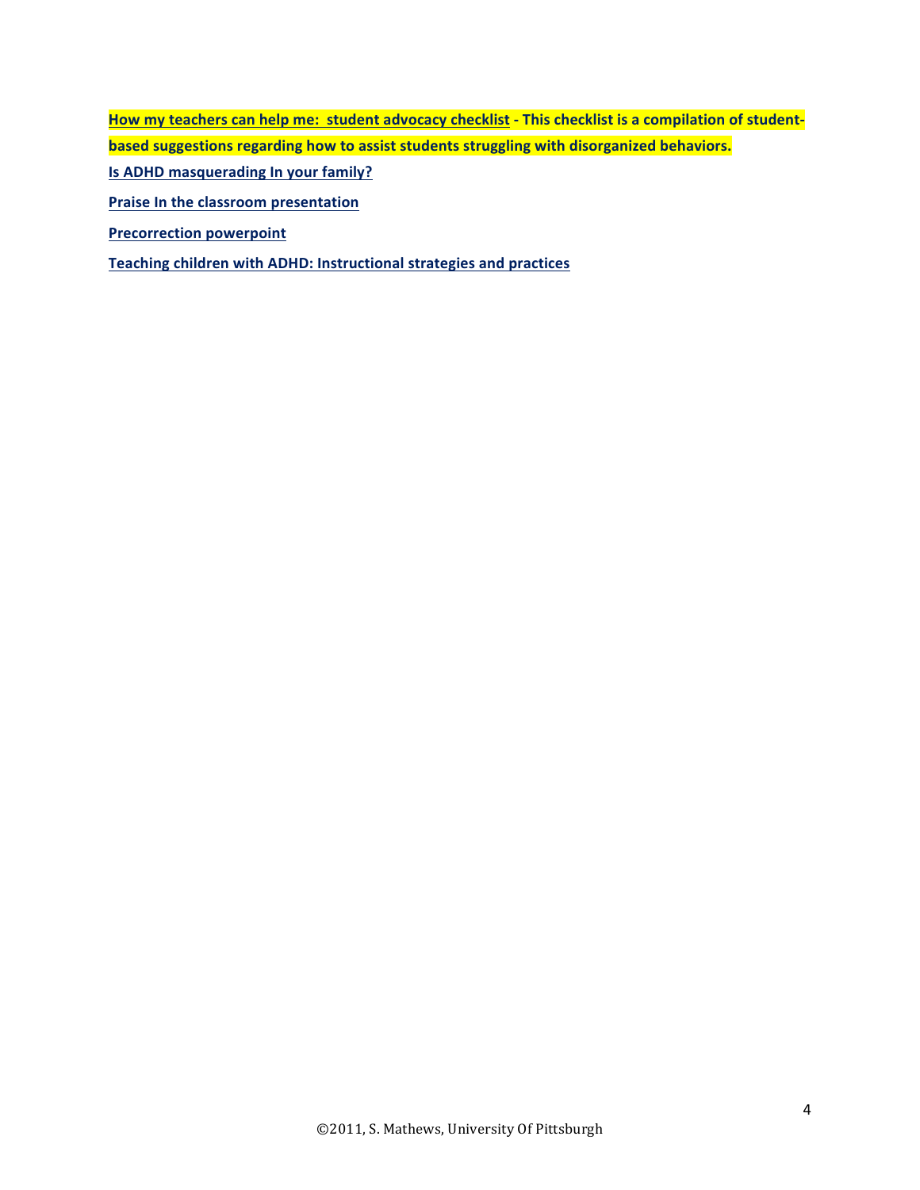**How my teachers can help me: student advocacy checklist - This checklist is a compilation of student-based suggestions regarding how to assist students struggling with disorganized behaviors.**

**Is ADHD masquerading In your family?**

**Praise In the classroom presentation**

**Precorrection powerpoint**

**Teaching children with ADHD: Instructional strategies and practices**

©2011, S. Mathews, University Of Pittsburgh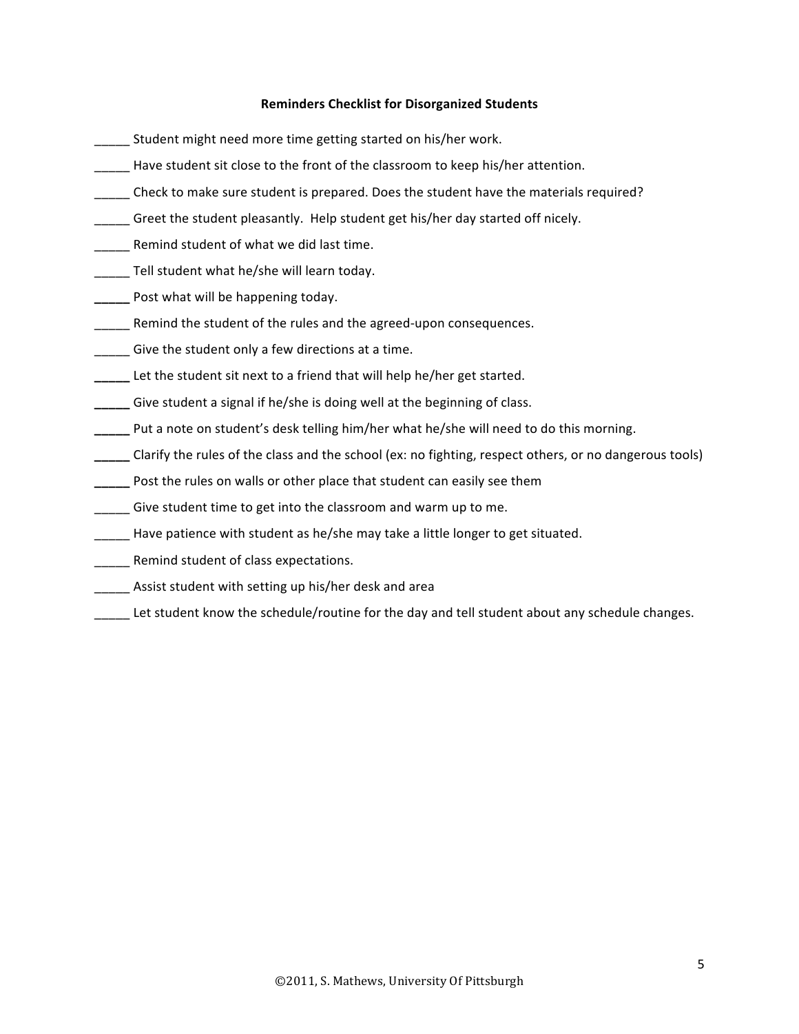**Reminders Checklist for Disorganized Students**

_____ Student might need more time getting started on his/her work.

_____ Have student sit close to the front of the classroom to keep his/her attention.

_____ Check to make sure student is prepared. Does the student have the materials required?

_____ Greet the student pleasantly. Help student get his/her day started off nicely.

_____ Remind student of what we did last time.

_____ Tell student what he/she will learn today.

_____ Post what will be happening today.

_____ Remind the student of the rules and the agreed-upon consequences.

_____ Give the student only a few directions at a time.

_____ Let the student sit next to a friend that will help he/her get started.

_____ Give student a signal if he/she is doing well at the beginning of class.

_____ Put a note on student's desk telling him/her what he/she will need to do this morning.

_____ Clarify the rules of the class and the school (ex: no fighting, respect others, or no dangerous tools)

_____ Post the rules on walls or other place that student can easily see them

_____ Give student time to get into the classroom and warm up to me.

_____ Have patience with student as he/she may take a little longer to get situated.

_____ Remind student of class expectations.

_____ Assist student with setting up his/her desk and area

_____ Let student know the schedule/routine for the day and tell student about any schedule changes.

©2011, S. Mathews, University Of Pittsburgh